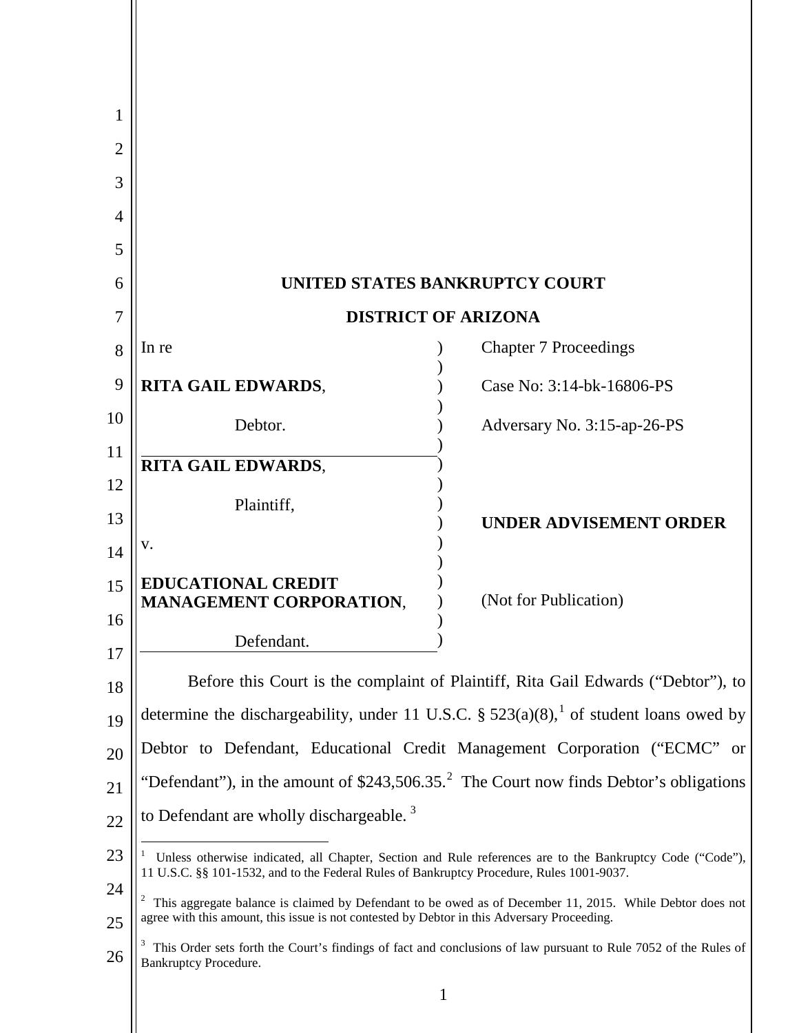**UNITED STATES BANKRUPTCY COURT**

**DISTRICT OF ARIZONA**

| | | |
|---|---|---|
| In re<br><br>**RITA GAIL EDWARDS**,<br><br>Debtor. | ) | Chapter 7 Proceedings<br><br>Case No: 3:14-bk-16806-PS<br><br>Adversary No. 3:15-ap-26-PS |
| **RITA GAIL EDWARDS**,<br><br>Plaintiff,<br><br>v.<br><br>**EDUCATIONAL CREDIT MANAGEMENT CORPORATION**,<br><br>Defendant. | ) | **UNDER ADVISEMENT ORDER**<br><br>(Not for Publication) |

Before this Court is the complaint of Plaintiff, Rita Gail Edwards ("Debtor"), to determine the dischargeability, under 11 U.S.C. § 523(a)(8),[1] of student loans owed by Debtor to Defendant, Educational Credit Management Corporation ("ECMC" or "Defendant"), in the amount of $243,506.35.[2] The Court now finds Debtor's obligations to Defendant are wholly dischargeable.[3]

---

[1] Unless otherwise indicated, all Chapter, Section and Rule references are to the Bankruptcy Code ("Code"), 11 U.S.C. §§ 101-1532, and to the Federal Rules of Bankruptcy Procedure, Rules 1001-9037.

[2] This aggregate balance is claimed by Defendant to be owed as of December 11, 2015. While Debtor does not agree with this amount, this issue is not contested by Debtor in this Adversary Proceeding.

[3] This Order sets forth the Court's findings of fact and conclusions of law pursuant to Rule 7052 of the Rules of Bankruptcy Procedure.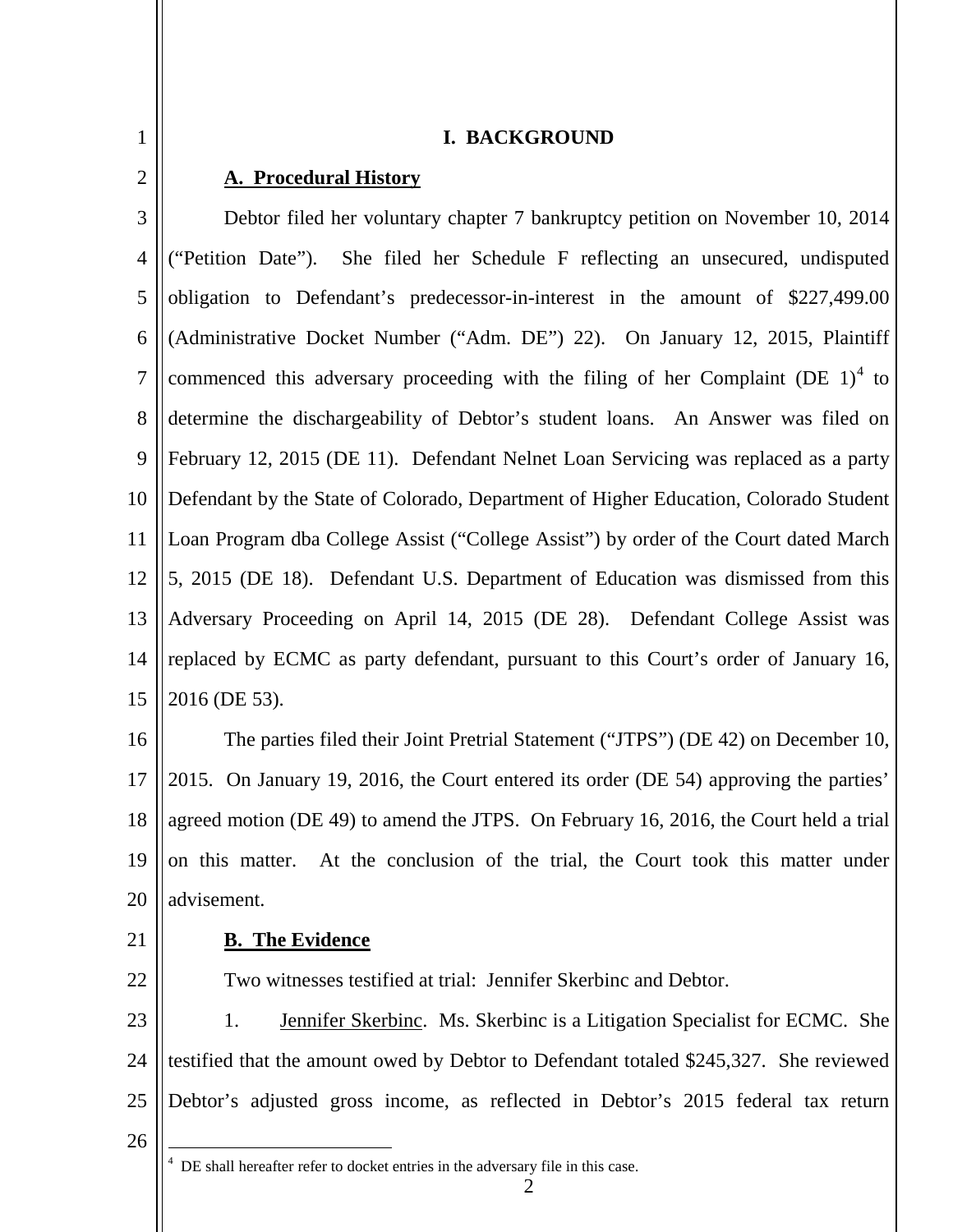## I. BACKGROUND

### A. Procedural History

Debtor filed her voluntary chapter 7 bankruptcy petition on November 10, 2014 ("Petition Date"). She filed her Schedule F reflecting an unsecured, undisputed obligation to Defendant's predecessor-in-interest in the amount of $227,499.00 (Administrative Docket Number ("Adm. DE") 22). On January 12, 2015, Plaintiff commenced this adversary proceeding with the filing of her Complaint (DE 1)[4] to determine the dischargeability of Debtor's student loans. An Answer was filed on February 12, 2015 (DE 11). Defendant Nelnet Loan Servicing was replaced as a party Defendant by the State of Colorado, Department of Higher Education, Colorado Student Loan Program dba College Assist ("College Assist") by order of the Court dated March 5, 2015 (DE 18). Defendant U.S. Department of Education was dismissed from this Adversary Proceeding on April 14, 2015 (DE 28). Defendant College Assist was replaced by ECMC as party defendant, pursuant to this Court's order of January 16, 2016 (DE 53).

The parties filed their Joint Pretrial Statement ("JTPS") (DE 42) on December 10, 2015. On January 19, 2016, the Court entered its order (DE 54) approving the parties' agreed motion (DE 49) to amend the JTPS. On February 16, 2016, the Court held a trial on this matter. At the conclusion of the trial, the Court took this matter under advisement.

### B. The Evidence

Two witnesses testified at trial: Jennifer Skerbinc and Debtor.

1. Jennifer Skerbinc. Ms. Skerbinc is a Litigation Specialist for ECMC. She testified that the amount owed by Debtor to Defendant totaled $245,327. She reviewed Debtor's adjusted gross income, as reflected in Debtor's 2015 federal tax return

---

[4] DE shall hereafter refer to docket entries in the adversary file in this case.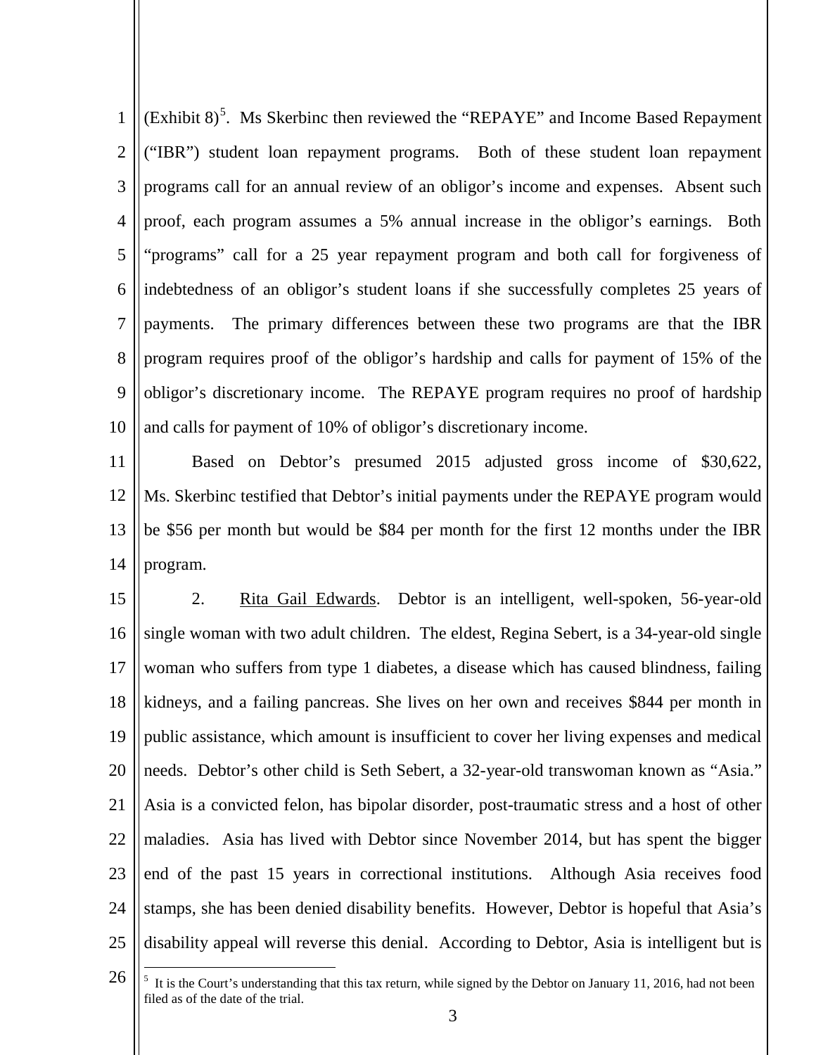(Exhibit 8)[5]. Ms Skerbinc then reviewed the "REPAYE" and Income Based Repayment ("IBR") student loan repayment programs. Both of these student loan repayment programs call for an annual review of an obligor's income and expenses. Absent such proof, each program assumes a 5% annual increase in the obligor's earnings. Both "programs" call for a 25 year repayment program and both call for forgiveness of indebtedness of an obligor's student loans if she successfully completes 25 years of payments. The primary differences between these two programs are that the IBR program requires proof of the obligor's hardship and calls for payment of 15% of the obligor's discretionary income. The REPAYE program requires no proof of hardship and calls for payment of 10% of obligor's discretionary income.

Based on Debtor's presumed 2015 adjusted gross income of $30,622, Ms. Skerbinc testified that Debtor's initial payments under the REPAYE program would be $56 per month but would be $84 per month for the first 12 months under the IBR program.

2. Rita Gail Edwards. Debtor is an intelligent, well-spoken, 56-year-old single woman with two adult children. The eldest, Regina Sebert, is a 34-year-old single woman who suffers from type 1 diabetes, a disease which has caused blindness, failing kidneys, and a failing pancreas. She lives on her own and receives $844 per month in public assistance, which amount is insufficient to cover her living expenses and medical needs. Debtor's other child is Seth Sebert, a 32-year-old transwoman known as "Asia." Asia is a convicted felon, has bipolar disorder, post-traumatic stress and a host of other maladies. Asia has lived with Debtor since November 2014, but has spent the bigger end of the past 15 years in correctional institutions. Although Asia receives food stamps, she has been denied disability benefits. However, Debtor is hopeful that Asia's disability appeal will reverse this denial. According to Debtor, Asia is intelligent but is

[5] It is the Court's understanding that this tax return, while signed by the Debtor on January 11, 2016, had not been filed as of the date of the trial.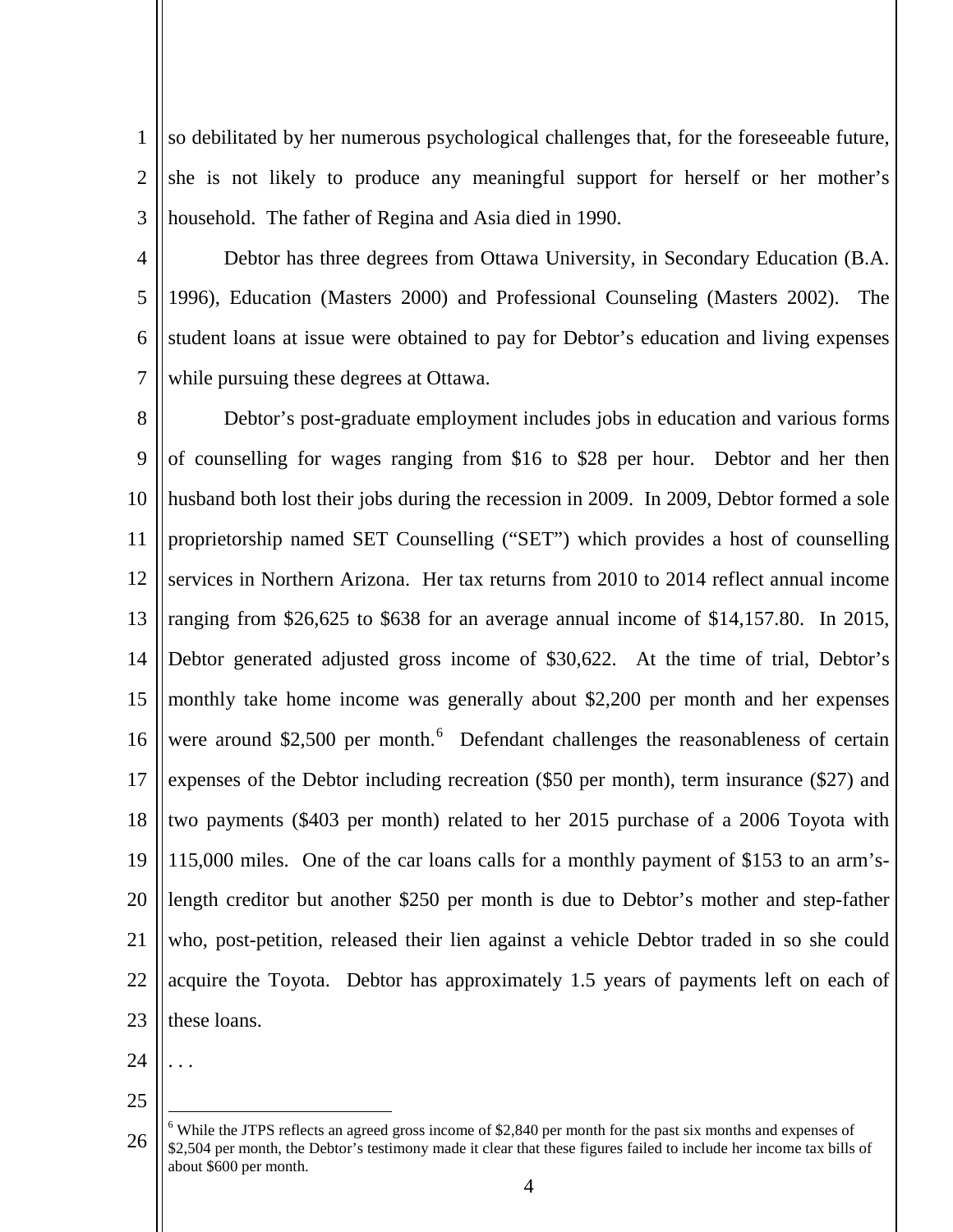so debilitated by her numerous psychological challenges that, for the foreseeable future, she is not likely to produce any meaningful support for herself or her mother's household. The father of Regina and Asia died in 1990.

Debtor has three degrees from Ottawa University, in Secondary Education (B.A. 1996), Education (Masters 2000) and Professional Counseling (Masters 2002). The student loans at issue were obtained to pay for Debtor's education and living expenses while pursuing these degrees at Ottawa.

Debtor's post-graduate employment includes jobs in education and various forms of counselling for wages ranging from $16 to $28 per hour. Debtor and her then husband both lost their jobs during the recession in 2009. In 2009, Debtor formed a sole proprietorship named SET Counselling ("SET") which provides a host of counselling services in Northern Arizona. Her tax returns from 2010 to 2014 reflect annual income ranging from $26,625 to $638 for an average annual income of $14,157.80. In 2015, Debtor generated adjusted gross income of $30,622. At the time of trial, Debtor's monthly take home income was generally about $2,200 per month and her expenses were around $2,500 per month.[6] Defendant challenges the reasonableness of certain expenses of the Debtor including recreation ($50 per month), term insurance ($27) and two payments ($403 per month) related to her 2015 purchase of a 2006 Toyota with 115,000 miles. One of the car loans calls for a monthly payment of $153 to an arm's-length creditor but another $250 per month is due to Debtor's mother and step-father who, post-petition, released their lien against a vehicle Debtor traded in so she could acquire the Toyota. Debtor has approximately 1.5 years of payments left on each of these loans.

. . .

[6] While the JTPS reflects an agreed gross income of $2,840 per month for the past six months and expenses of $2,504 per month, the Debtor's testimony made it clear that these figures failed to include her income tax bills of about $600 per month.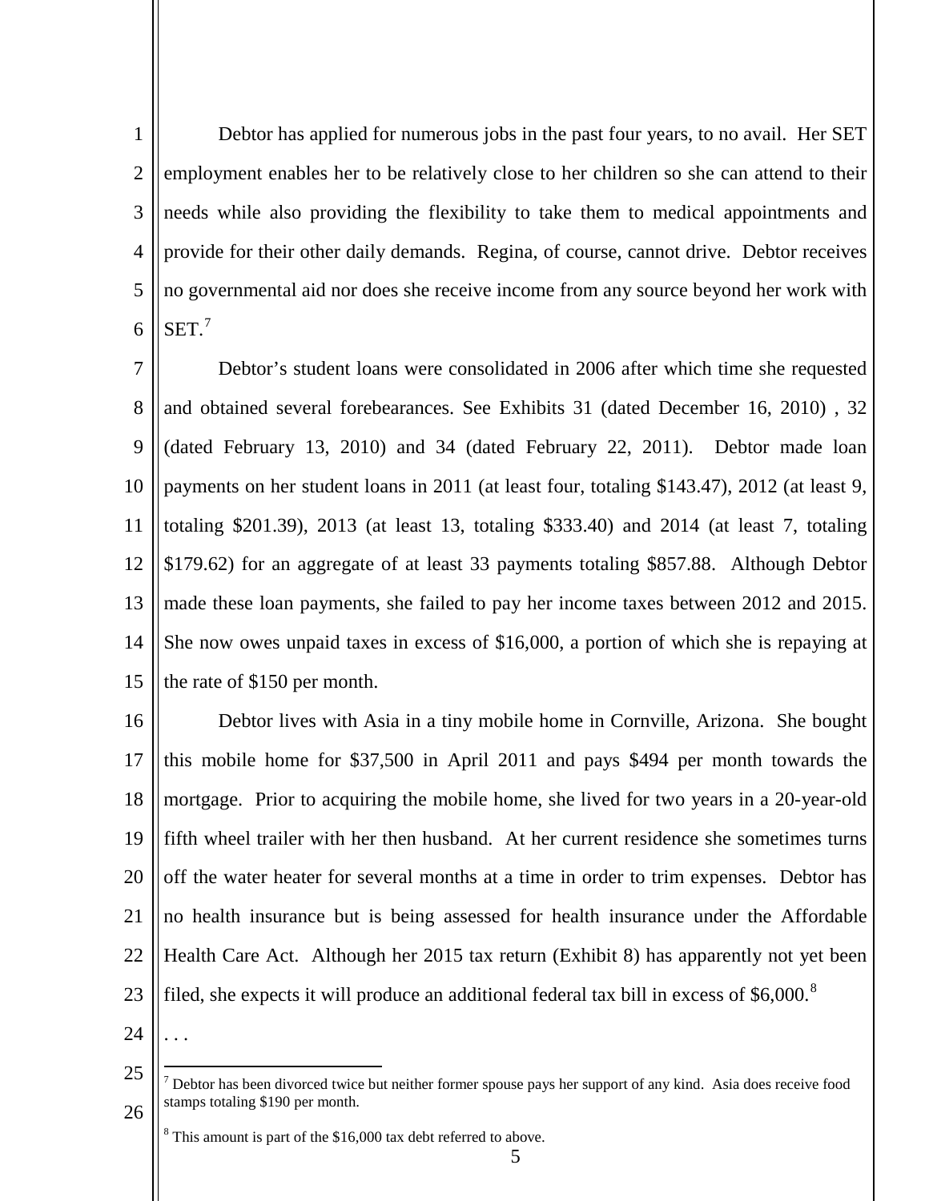Debtor has applied for numerous jobs in the past four years, to no avail. Her SET employment enables her to be relatively close to her children so she can attend to their needs while also providing the flexibility to take them to medical appointments and provide for their other daily demands. Regina, of course, cannot drive. Debtor receives no governmental aid nor does she receive income from any source beyond her work with SET.[7]

Debtor's student loans were consolidated in 2006 after which time she requested and obtained several forebearances. See Exhibits 31 (dated December 16, 2010) , 32 (dated February 13, 2010) and 34 (dated February 22, 2011). Debtor made loan payments on her student loans in 2011 (at least four, totaling $143.47), 2012 (at least 9, totaling $201.39), 2013 (at least 13, totaling $333.40) and 2014 (at least 7, totaling $179.62) for an aggregate of at least 33 payments totaling $857.88. Although Debtor made these loan payments, she failed to pay her income taxes between 2012 and 2015. She now owes unpaid taxes in excess of $16,000, a portion of which she is repaying at the rate of $150 per month.

Debtor lives with Asia in a tiny mobile home in Cornville, Arizona. She bought this mobile home for $37,500 in April 2011 and pays $494 per month towards the mortgage. Prior to acquiring the mobile home, she lived for two years in a 20-year-old fifth wheel trailer with her then husband. At her current residence she sometimes turns off the water heater for several months at a time in order to trim expenses. Debtor has no health insurance but is being assessed for health insurance under the Affordable Health Care Act. Although her 2015 tax return (Exhibit 8) has apparently not yet been filed, she expects it will produce an additional federal tax bill in excess of $6,000.[8]

. . .

[7] Debtor has been divorced twice but neither former spouse pays her support of any kind. Asia does receive food stamps totaling $190 per month.

[8] This amount is part of the $16,000 tax debt referred to above.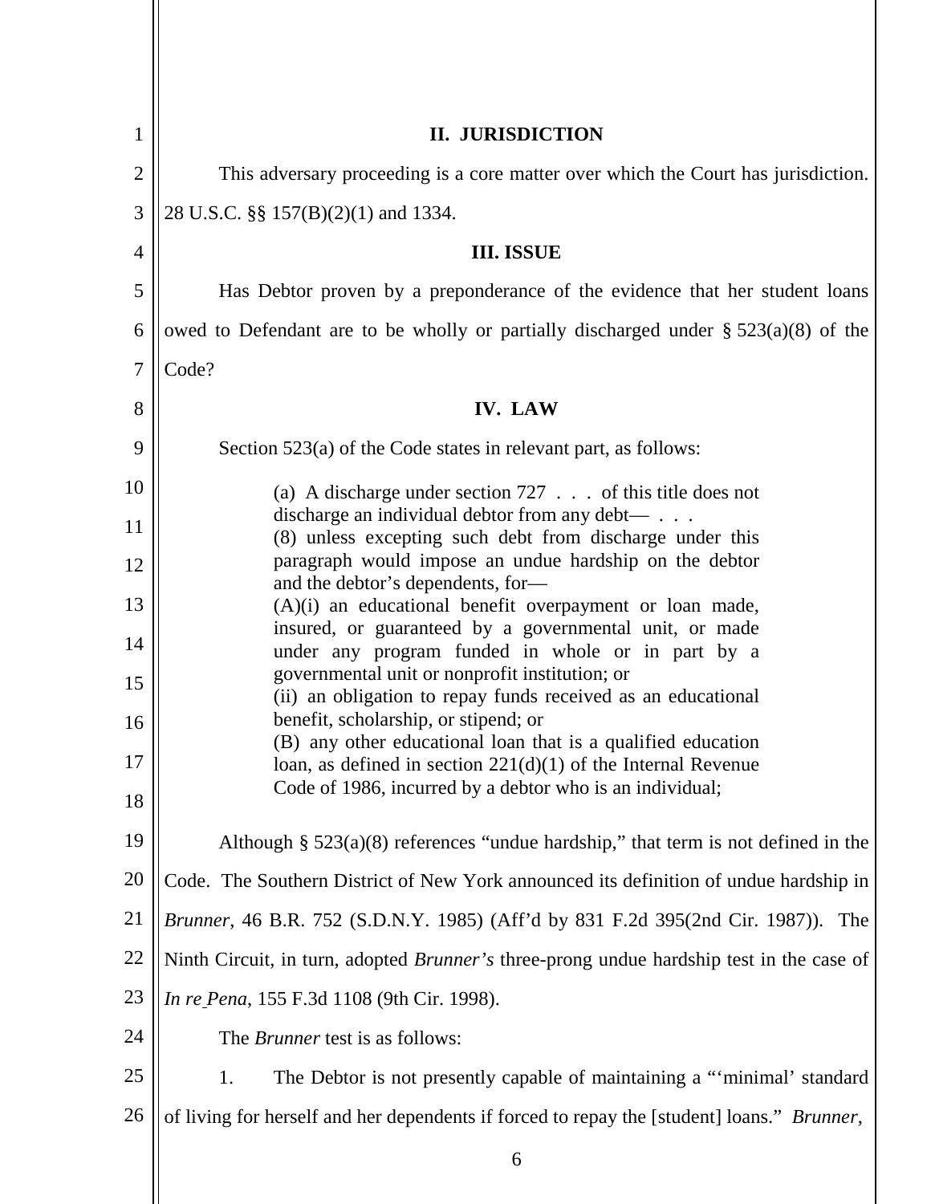## II. JURISDICTION

This adversary proceeding is a core matter over which the Court has jurisdiction. 28 U.S.C. §§ 157(B)(2)(1) and 1334.

## III. ISSUE

Has Debtor proven by a preponderance of the evidence that her student loans owed to Defendant are to be wholly or partially discharged under § 523(a)(8) of the Code?

## IV. LAW

Section 523(a) of the Code states in relevant part, as follows:

> (a) A discharge under section 727 . . . of this title does not discharge an individual debtor from any debt— . . .
> (8) unless excepting such debt from discharge under this paragraph would impose an undue hardship on the debtor and the debtor's dependents, for—
> (A)(i) an educational benefit overpayment or loan made, insured, or guaranteed by a governmental unit, or made under any program funded in whole or in part by a governmental unit or nonprofit institution; or
> (ii) an obligation to repay funds received as an educational benefit, scholarship, or stipend; or
> (B) any other educational loan that is a qualified education loan, as defined in section 221(d)(1) of the Internal Revenue Code of 1986, incurred by a debtor who is an individual;

Although § 523(a)(8) references "undue hardship," that term is not defined in the Code. The Southern District of New York announced its definition of undue hardship in *Brunner*, 46 B.R. 752 (S.D.N.Y. 1985) (Aff'd by 831 F.2d 395(2nd Cir. 1987)). The Ninth Circuit, in turn, adopted *Brunner's* three-prong undue hardship test in the case of *In re Pena*, 155 F.3d 1108 (9th Cir. 1998).

The *Brunner* test is as follows:

1. The Debtor is not presently capable of maintaining a "'minimal' standard of living for herself and her dependents if forced to repay the [student] loans." *Brunner*,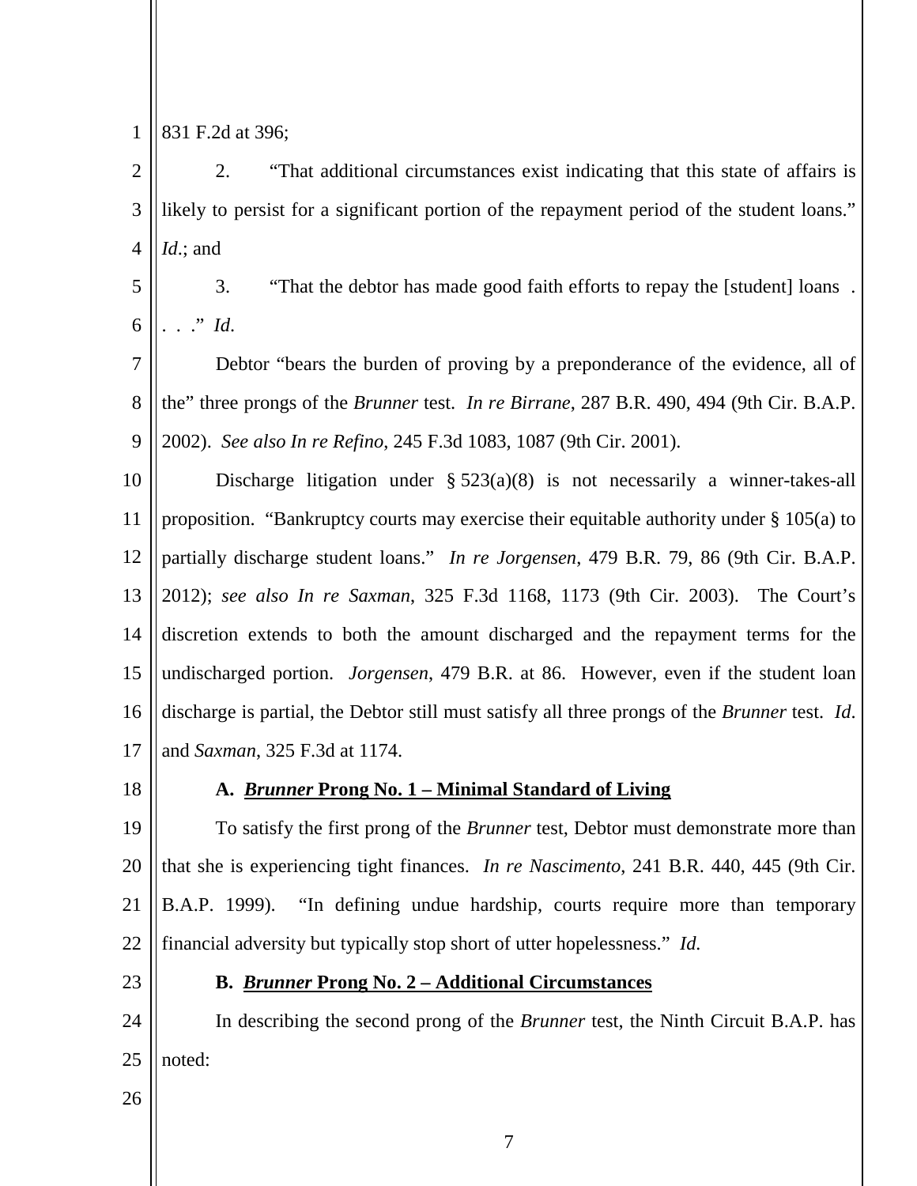831 F.2d at 396;

2. "That additional circumstances exist indicating that this state of affairs is likely to persist for a significant portion of the repayment period of the student loans." *Id*.; and

3. "That the debtor has made good faith efforts to repay the [student] loans . . . ." *Id*.

Debtor "bears the burden of proving by a preponderance of the evidence, all of the" three prongs of the *Brunner* test. *In re Birrane*, 287 B.R. 490, 494 (9th Cir. B.A.P. 2002). *See also In re Refino*, 245 F.3d 1083, 1087 (9th Cir. 2001).

Discharge litigation under § 523(a)(8) is not necessarily a winner-takes-all proposition. "Bankruptcy courts may exercise their equitable authority under § 105(a) to partially discharge student loans." *In re Jorgensen*, 479 B.R. 79, 86 (9th Cir. B.A.P. 2012); *see also In re Saxman*, 325 F.3d 1168, 1173 (9th Cir. 2003). The Court's discretion extends to both the amount discharged and the repayment terms for the undischarged portion. *Jorgensen*, 479 B.R. at 86. However, even if the student loan discharge is partial, the Debtor still must satisfy all three prongs of the *Brunner* test. *Id*. and *Saxman*, 325 F.3d at 1174.

### A. *Brunner* Prong No. 1 – Minimal Standard of Living

To satisfy the first prong of the *Brunner* test, Debtor must demonstrate more than that she is experiencing tight finances. *In re Nascimento*, 241 B.R. 440, 445 (9th Cir. B.A.P. 1999). "In defining undue hardship, courts require more than temporary financial adversity but typically stop short of utter hopelessness." *Id.*

### B. *Brunner* Prong No. 2 – Additional Circumstances

In describing the second prong of the *Brunner* test, the Ninth Circuit B.A.P. has noted: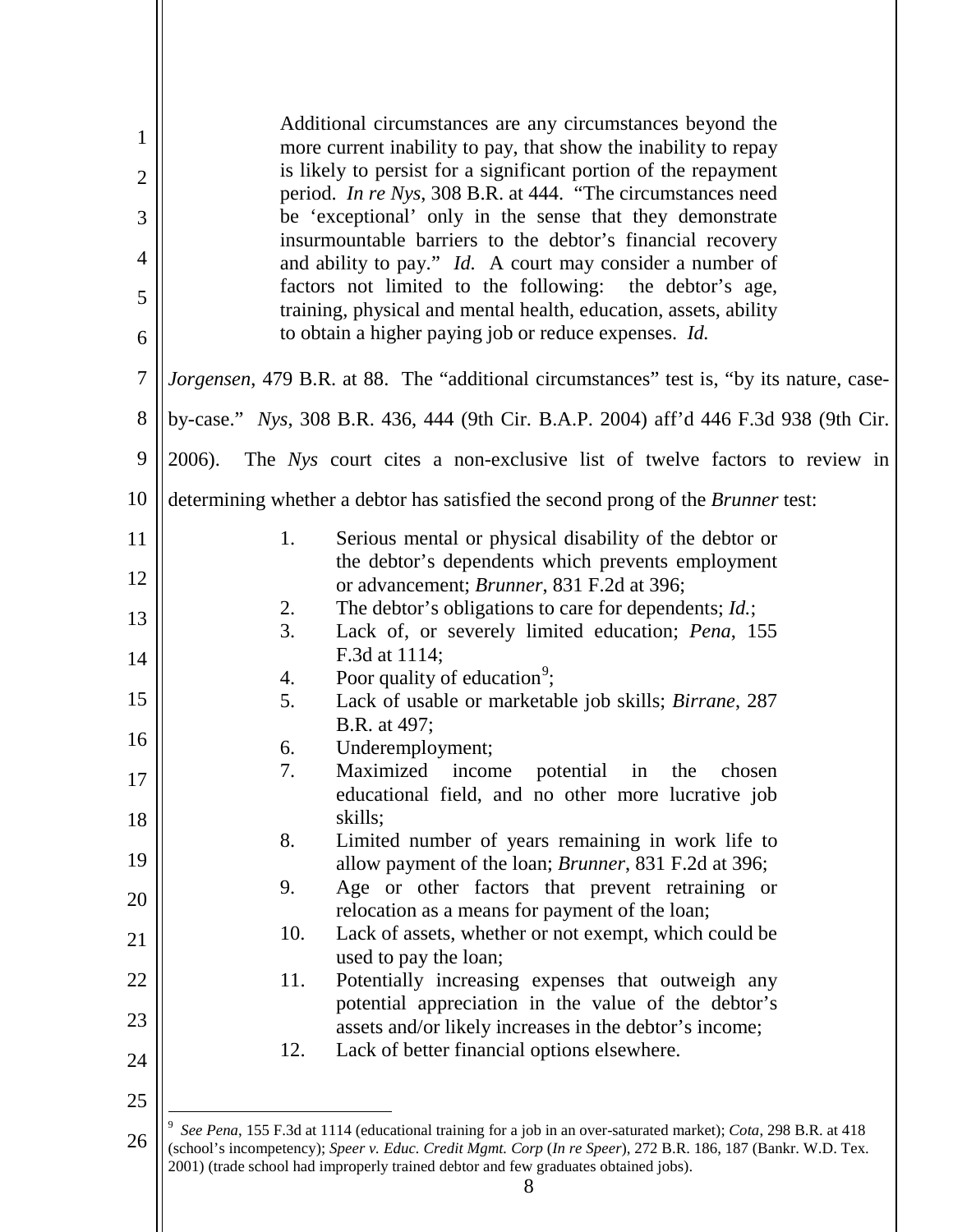> Additional circumstances are any circumstances beyond the more current inability to pay, that show the inability to repay is likely to persist for a significant portion of the repayment period. *In re Nys*, 308 B.R. at 444. "The circumstances need be 'exceptional' only in the sense that they demonstrate insurmountable barriers to the debtor's financial recovery and ability to pay." *Id.* A court may consider a number of factors not limited to the following: the debtor's age, training, physical and mental health, education, assets, ability to obtain a higher paying job or reduce expenses. *Id.*

*Jorgensen*, 479 B.R. at 88. The "additional circumstances" test is, "by its nature, case-by-case." *Nys*, 308 B.R. 436, 444 (9th Cir. B.A.P. 2004) aff'd 446 F.3d 938 (9th Cir. 2006). The *Nys* court cites a non-exclusive list of twelve factors to review in determining whether a debtor has satisfied the second prong of the *Brunner* test:

> 1. Serious mental or physical disability of the debtor or the debtor's dependents which prevents employment or advancement; *Brunner*, 831 F.2d at 396;
> 2. The debtor's obligations to care for dependents; *Id.*;
> 3. Lack of, or severely limited education; *Pena*, 155 F.3d at 1114;
> 4. Poor quality of education[9];
> 5. Lack of usable or marketable job skills; *Birrane*, 287 B.R. at 497;
> 6. Underemployment;
> 7. Maximized income potential in the chosen educational field, and no other more lucrative job skills;
> 8. Limited number of years remaining in work life to allow payment of the loan; *Brunner*, 831 F.2d at 396;
> 9. Age or other factors that prevent retraining or relocation as a means for payment of the loan;
> 10. Lack of assets, whether or not exempt, which could be used to pay the loan;
> 11. Potentially increasing expenses that outweigh any potential appreciation in the value of the debtor's assets and/or likely increases in the debtor's income;
> 12. Lack of better financial options elsewhere.

---

[9] *See Pena*, 155 F.3d at 1114 (educational training for a job in an over-saturated market); *Cota*, 298 B.R. at 418 (school's incompetency); *Speer v. Educ. Credit Mgmt. Corp* (*In re Speer*), 272 B.R. 186, 187 (Bankr. W.D. Tex. 2001) (trade school had improperly trained debtor and few graduates obtained jobs).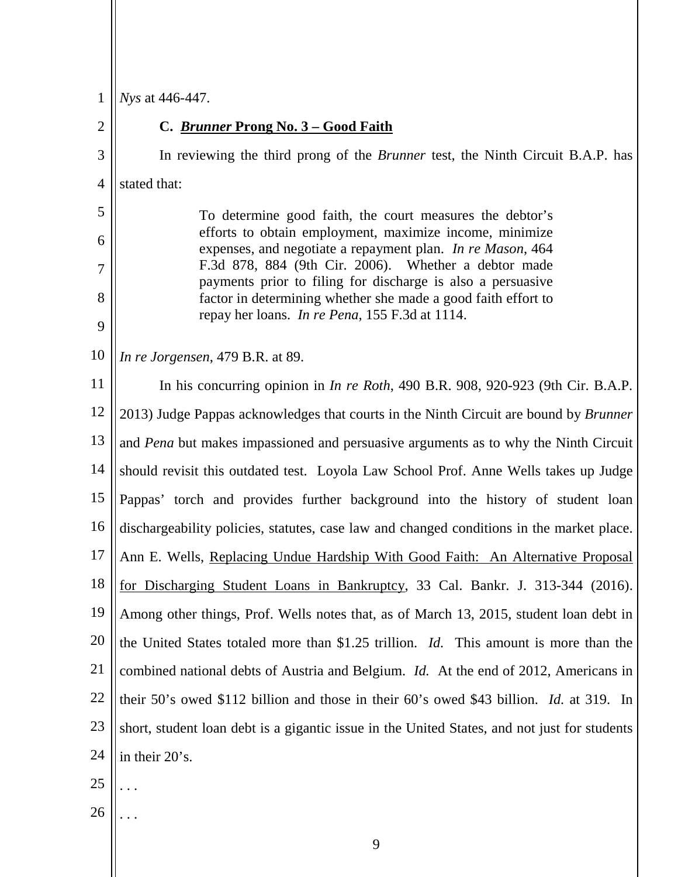*Nys* at 446-447.

**C. *Brunner* Prong No. 3 – Good Faith**

In reviewing the third prong of the *Brunner* test, the Ninth Circuit B.A.P. has stated that:

> To determine good faith, the court measures the debtor's efforts to obtain employment, maximize income, minimize expenses, and negotiate a repayment plan. *In re Mason*, 464 F.3d 878, 884 (9th Cir. 2006). Whether a debtor made payments prior to filing for discharge is also a persuasive factor in determining whether she made a good faith effort to repay her loans. *In re Pena*, 155 F.3d at 1114.

*In re Jorgensen*, 479 B.R. at 89.

In his concurring opinion in *In re Roth*, 490 B.R. 908, 920-923 (9th Cir. B.A.P. 2013) Judge Pappas acknowledges that courts in the Ninth Circuit are bound by *Brunner* and *Pena* but makes impassioned and persuasive arguments as to why the Ninth Circuit should revisit this outdated test. Loyola Law School Prof. Anne Wells takes up Judge Pappas' torch and provides further background into the history of student loan dischargeability policies, statutes, case law and changed conditions in the market place. Ann E. Wells, Replacing Undue Hardship With Good Faith: An Alternative Proposal for Discharging Student Loans in Bankruptcy, 33 Cal. Bankr. J. 313-344 (2016). Among other things, Prof. Wells notes that, as of March 13, 2015, student loan debt in the United States totaled more than $1.25 trillion. *Id.* This amount is more than the combined national debts of Austria and Belgium. *Id.* At the end of 2012, Americans in their 50's owed $112 billion and those in their 60's owed $43 billion. *Id.* at 319. In short, student loan debt is a gigantic issue in the United States, and not just for students in their 20's.

. . .

. . .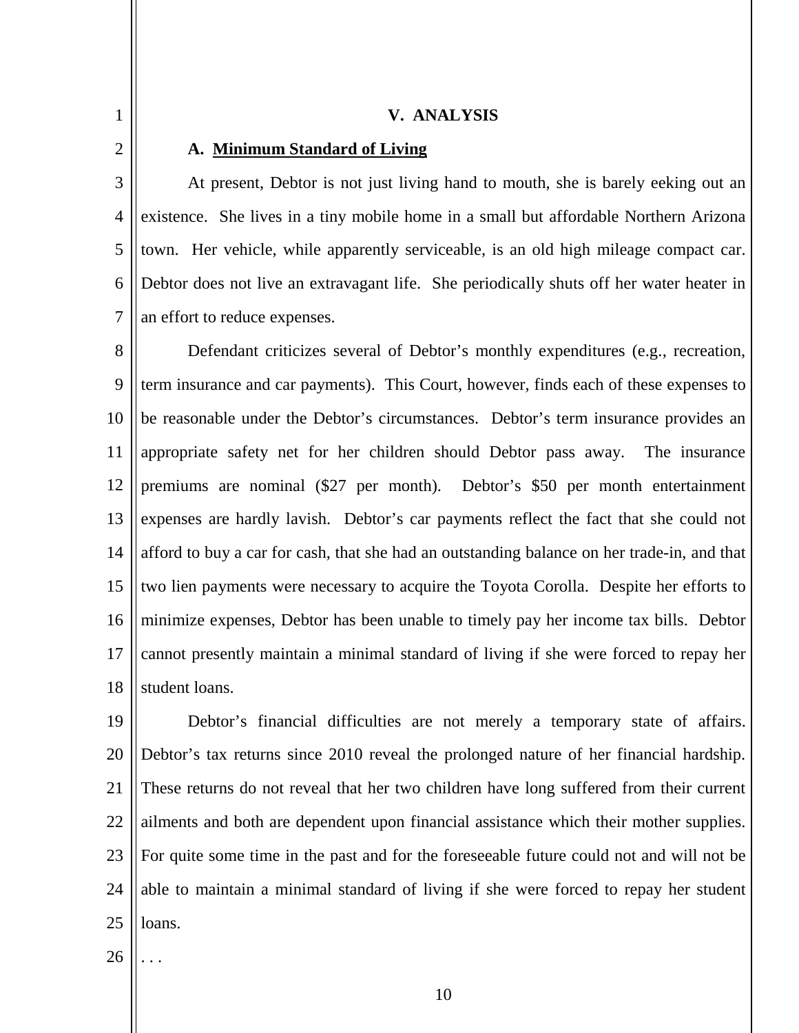## V. ANALYSIS

### A. Minimum Standard of Living

At present, Debtor is not just living hand to mouth, she is barely eeking out an existence. She lives in a tiny mobile home in a small but affordable Northern Arizona town. Her vehicle, while apparently serviceable, is an old high mileage compact car. Debtor does not live an extravagant life. She periodically shuts off her water heater in an effort to reduce expenses.

Defendant criticizes several of Debtor's monthly expenditures (e.g., recreation, term insurance and car payments). This Court, however, finds each of these expenses to be reasonable under the Debtor's circumstances. Debtor's term insurance provides an appropriate safety net for her children should Debtor pass away. The insurance premiums are nominal ($27 per month). Debtor's $50 per month entertainment expenses are hardly lavish. Debtor's car payments reflect the fact that she could not afford to buy a car for cash, that she had an outstanding balance on her trade-in, and that two lien payments were necessary to acquire the Toyota Corolla. Despite her efforts to minimize expenses, Debtor has been unable to timely pay her income tax bills. Debtor cannot presently maintain a minimal standard of living if she were forced to repay her student loans.

Debtor's financial difficulties are not merely a temporary state of affairs. Debtor's tax returns since 2010 reveal the prolonged nature of her financial hardship. These returns do not reveal that her two children have long suffered from their current ailments and both are dependent upon financial assistance which their mother supplies. For quite some time in the past and for the foreseeable future could not and will not be able to maintain a minimal standard of living if she were forced to repay her student loans.

. . .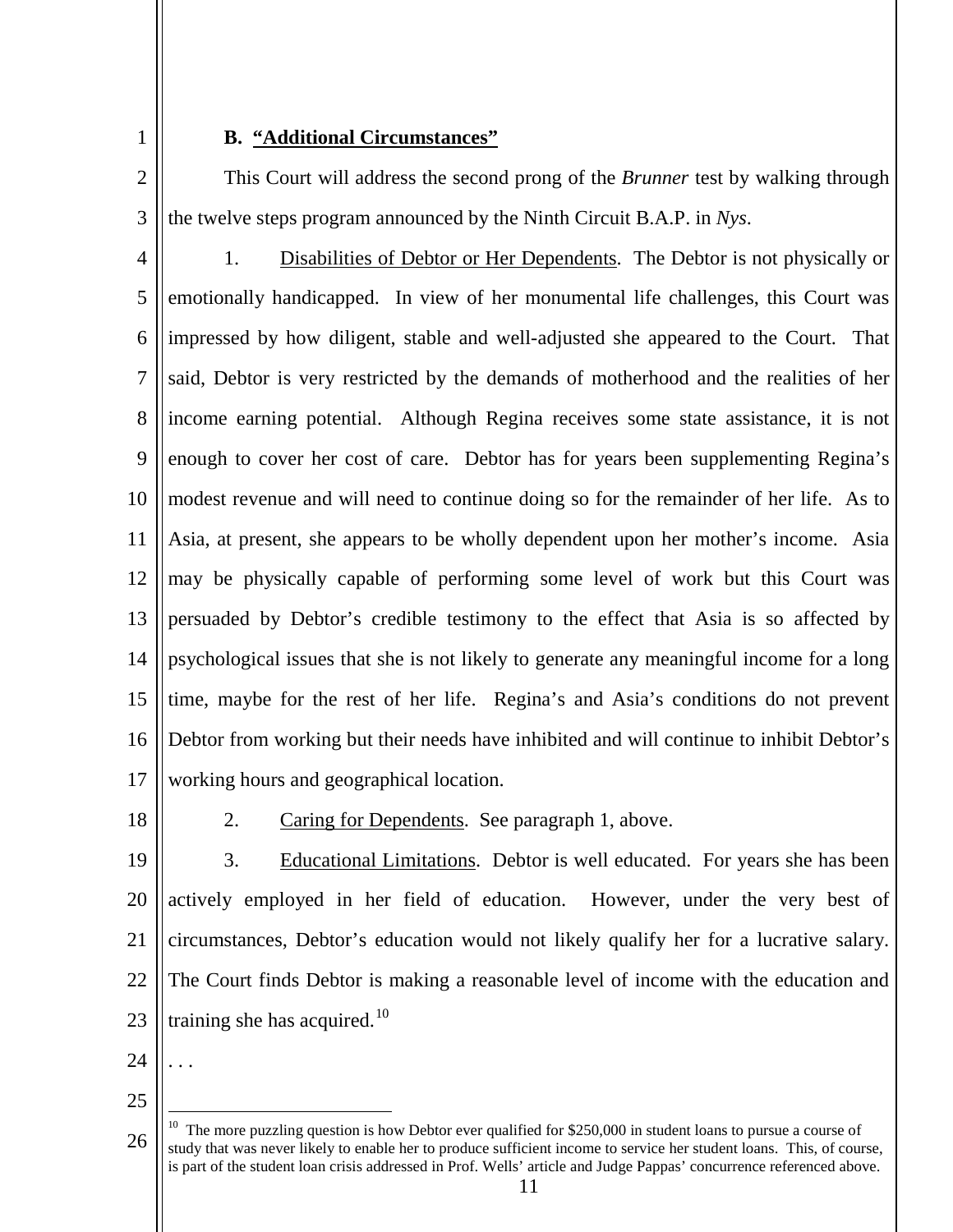**B. "Additional Circumstances"**

This Court will address the second prong of the *Brunner* test by walking through the twelve steps program announced by the Ninth Circuit B.A.P. in *Nys*.

1. Disabilities of Debtor or Her Dependents. The Debtor is not physically or emotionally handicapped. In view of her monumental life challenges, this Court was impressed by how diligent, stable and well-adjusted she appeared to the Court. That said, Debtor is very restricted by the demands of motherhood and the realities of her income earning potential. Although Regina receives some state assistance, it is not enough to cover her cost of care. Debtor has for years been supplementing Regina's modest revenue and will need to continue doing so for the remainder of her life. As to Asia, at present, she appears to be wholly dependent upon her mother's income. Asia may be physically capable of performing some level of work but this Court was persuaded by Debtor's credible testimony to the effect that Asia is so affected by psychological issues that she is not likely to generate any meaningful income for a long time, maybe for the rest of her life. Regina's and Asia's conditions do not prevent Debtor from working but their needs have inhibited and will continue to inhibit Debtor's working hours and geographical location.

2. Caring for Dependents. See paragraph 1, above.

3. Educational Limitations. Debtor is well educated. For years she has been actively employed in her field of education. However, under the very best of circumstances, Debtor's education would not likely qualify her for a lucrative salary. The Court finds Debtor is making a reasonable level of income with the education and training she has acquired.[10]

. . .

[10] The more puzzling question is how Debtor ever qualified for $250,000 in student loans to pursue a course of study that was never likely to enable her to produce sufficient income to service her student loans. This, of course, is part of the student loan crisis addressed in Prof. Wells' article and Judge Pappas' concurrence referenced above.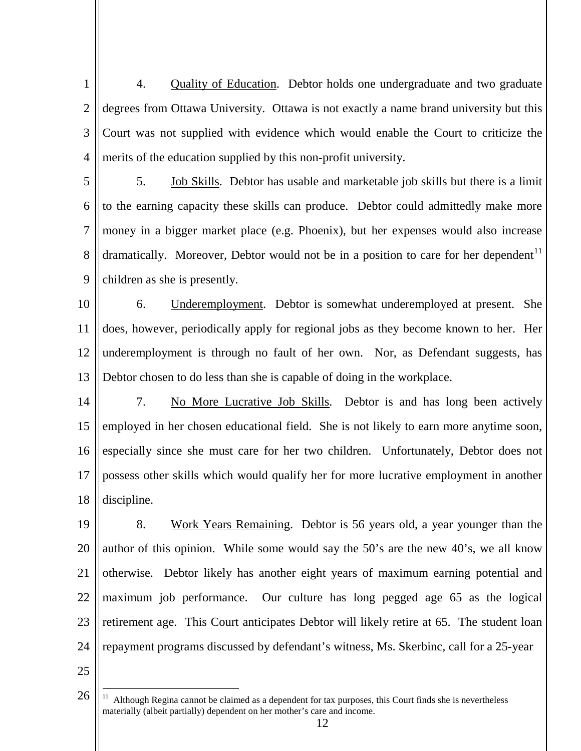4. <u>Quality of Education</u>. Debtor holds one undergraduate and two graduate degrees from Ottawa University. Ottawa is not exactly a name brand university but this Court was not supplied with evidence which would enable the Court to criticize the merits of the education supplied by this non-profit university.

5. <u>Job Skills</u>. Debtor has usable and marketable job skills but there is a limit to the earning capacity these skills can produce. Debtor could admittedly make more money in a bigger market place (e.g. Phoenix), but her expenses would also increase dramatically. Moreover, Debtor would not be in a position to care for her dependent[11] children as she is presently.

6. <u>Underemployment</u>. Debtor is somewhat underemployed at present. She does, however, periodically apply for regional jobs as they become known to her. Her underemployment is through no fault of her own. Nor, as Defendant suggests, has Debtor chosen to do less than she is capable of doing in the workplace.

7. <u>No More Lucrative Job Skills</u>. Debtor is and has long been actively employed in her chosen educational field. She is not likely to earn more anytime soon, especially since she must care for her two children. Unfortunately, Debtor does not possess other skills which would qualify her for more lucrative employment in another discipline.

8. <u>Work Years Remaining</u>. Debtor is 56 years old, a year younger than the author of this opinion. While some would say the 50's are the new 40's, we all know otherwise. Debtor likely has another eight years of maximum earning potential and maximum job performance. Our culture has long pegged age 65 as the logical retirement age. This Court anticipates Debtor will likely retire at 65. The student loan repayment programs discussed by defendant's witness, Ms. Skerbinc, call for a 25-year

---

[11] Although Regina cannot be claimed as a dependent for tax purposes, this Court finds she is nevertheless materially (albeit partially) dependent on her mother's care and income.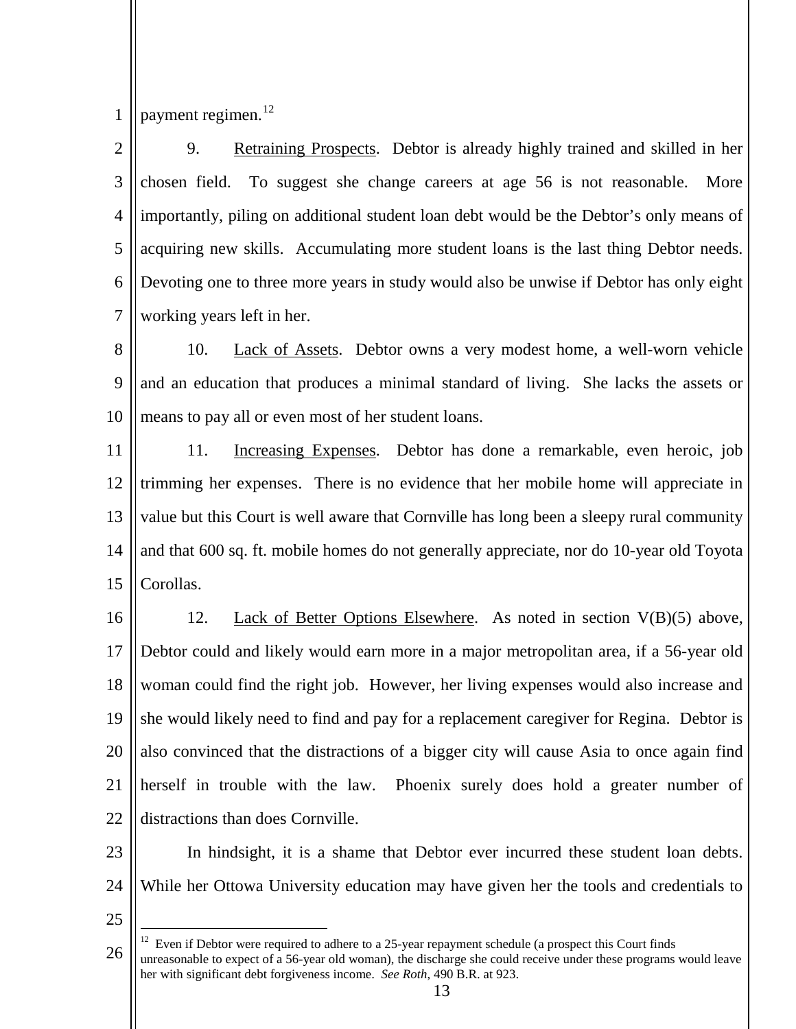payment regimen.[12]

9. Retraining Prospects. Debtor is already highly trained and skilled in her chosen field. To suggest she change careers at age 56 is not reasonable. More importantly, piling on additional student loan debt would be the Debtor's only means of acquiring new skills. Accumulating more student loans is the last thing Debtor needs. Devoting one to three more years in study would also be unwise if Debtor has only eight working years left in her.

10. Lack of Assets. Debtor owns a very modest home, a well-worn vehicle and an education that produces a minimal standard of living. She lacks the assets or means to pay all or even most of her student loans.

11. Increasing Expenses. Debtor has done a remarkable, even heroic, job trimming her expenses. There is no evidence that her mobile home will appreciate in value but this Court is well aware that Cornville has long been a sleepy rural community and that 600 sq. ft. mobile homes do not generally appreciate, nor do 10-year old Toyota Corollas.

12. Lack of Better Options Elsewhere. As noted in section V(B)(5) above, Debtor could and likely would earn more in a major metropolitan area, if a 56-year old woman could find the right job. However, her living expenses would also increase and she would likely need to find and pay for a replacement caregiver for Regina. Debtor is also convinced that the distractions of a bigger city will cause Asia to once again find herself in trouble with the law. Phoenix surely does hold a greater number of distractions than does Cornville.

In hindsight, it is a shame that Debtor ever incurred these student loan debts. While her Ottowa University education may have given her the tools and credentials to

---

[12] Even if Debtor were required to adhere to a 25-year repayment schedule (a prospect this Court finds unreasonable to expect of a 56-year old woman), the discharge she could receive under these programs would leave her with significant debt forgiveness income. *See Roth*, 490 B.R. at 923.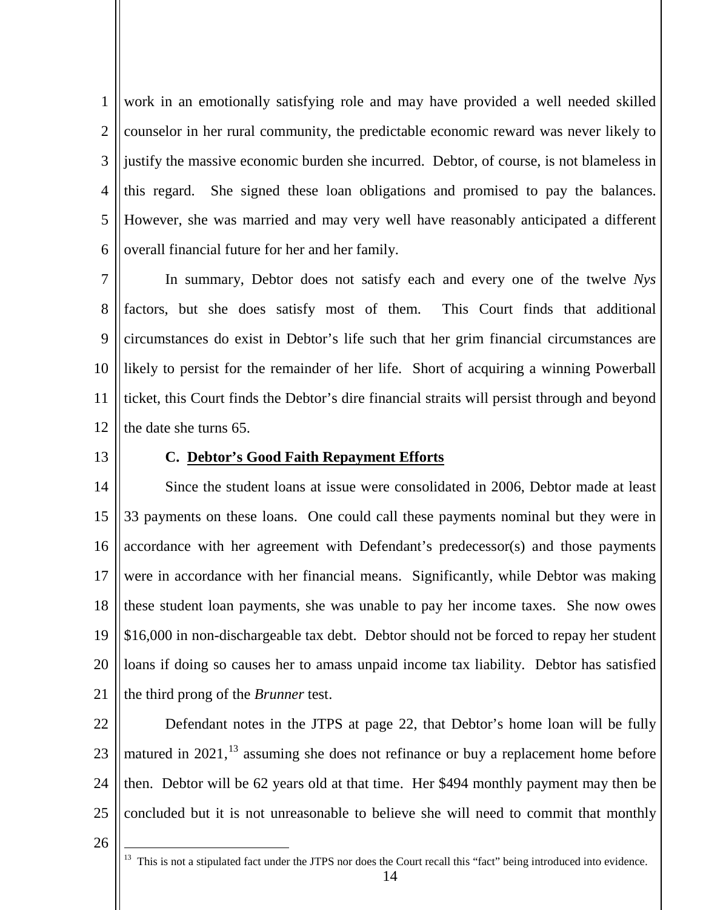work in an emotionally satisfying role and may have provided a well needed skilled counselor in her rural community, the predictable economic reward was never likely to justify the massive economic burden she incurred. Debtor, of course, is not blameless in this regard. She signed these loan obligations and promised to pay the balances. However, she was married and may very well have reasonably anticipated a different overall financial future for her and her family.

In summary, Debtor does not satisfy each and every one of the twelve *Nys* factors, but she does satisfy most of them. This Court finds that additional circumstances do exist in Debtor's life such that her grim financial circumstances are likely to persist for the remainder of her life. Short of acquiring a winning Powerball ticket, this Court finds the Debtor's dire financial straits will persist through and beyond the date she turns 65.

### C. Debtor's Good Faith Repayment Efforts

Since the student loans at issue were consolidated in 2006, Debtor made at least 33 payments on these loans. One could call these payments nominal but they were in accordance with her agreement with Defendant's predecessor(s) and those payments were in accordance with her financial means. Significantly, while Debtor was making these student loan payments, she was unable to pay her income taxes. She now owes $16,000 in non-dischargeable tax debt. Debtor should not be forced to repay her student loans if doing so causes her to amass unpaid income tax liability. Debtor has satisfied the third prong of the *Brunner* test.

Defendant notes in the JTPS at page 22, that Debtor's home loan will be fully matured in 2021,[13] assuming she does not refinance or buy a replacement home before then. Debtor will be 62 years old at that time. Her $494 monthly payment may then be concluded but it is not unreasonable to believe she will need to commit that monthly

---

[13] This is not a stipulated fact under the JTPS nor does the Court recall this "fact" being introduced into evidence.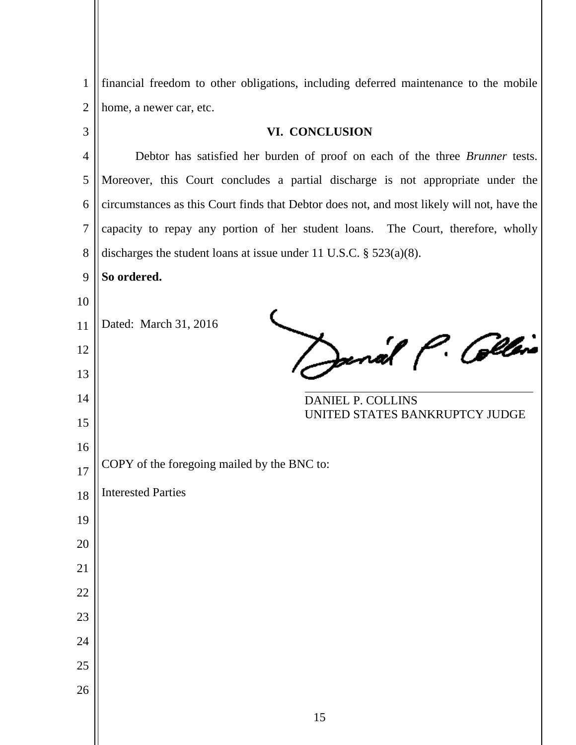financial freedom to other obligations, including deferred maintenance to the mobile home, a newer car, etc.

## VI. CONCLUSION

Debtor has satisfied her burden of proof on each of the three *Brunner* tests. Moreover, this Court concludes a partial discharge is not appropriate under the circumstances as this Court finds that Debtor does not, and most likely will not, have the capacity to repay any portion of her student loans. The Court, therefore, wholly discharges the student loans at issue under 11 U.S.C. § 523(a)(8).

**So ordered.**

Dated: March 31, 2016

DANIEL P. COLLINS
UNITED STATES BANKRUPTCY JUDGE

COPY of the foregoing mailed by the BNC to:

Interested Parties